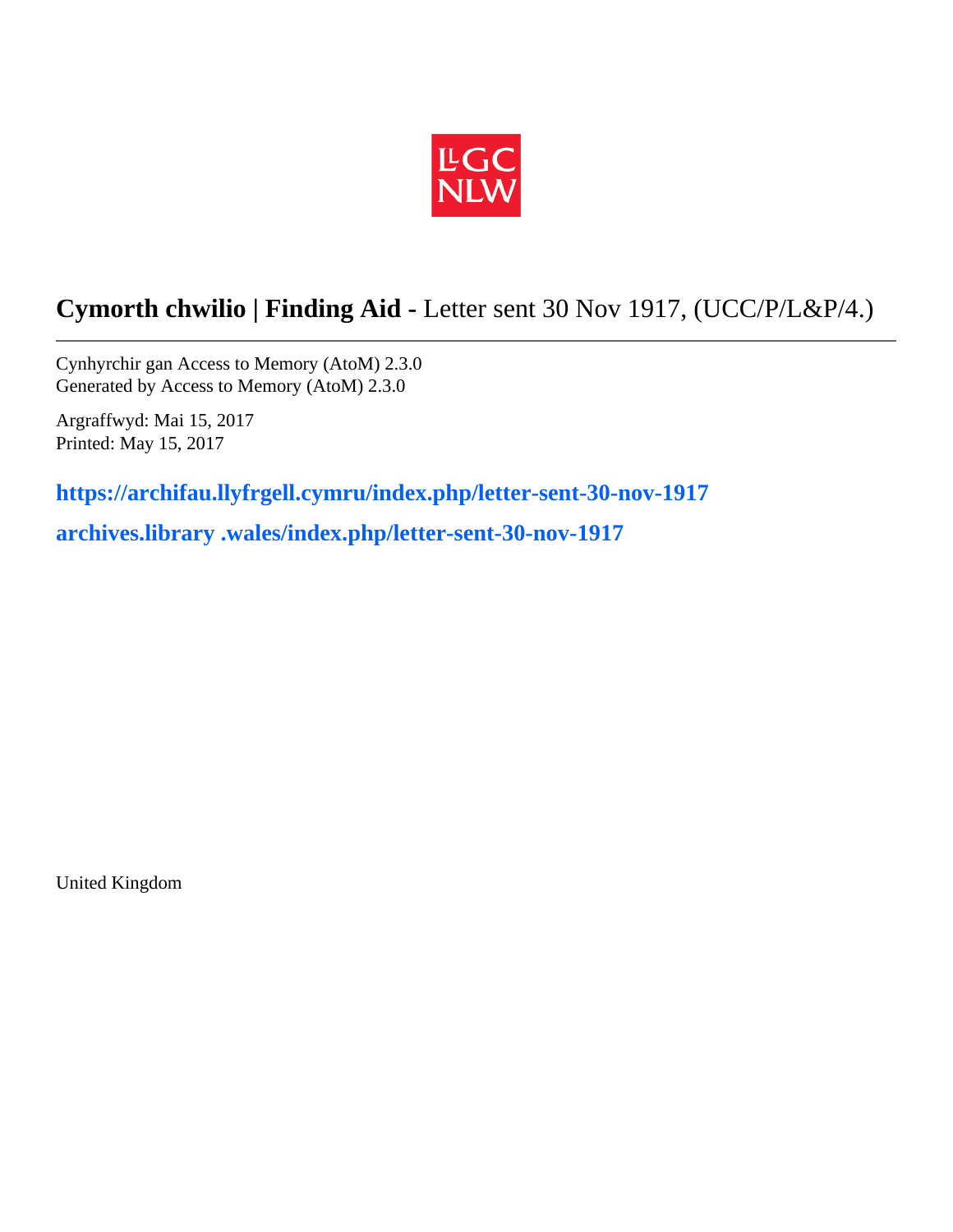LLGC
NLW

# **Cymorth chwilio | Finding Aid -** Letter sent 30 Nov 1917, (UCC/P/L&P/4.)

Cynhyrchir gan Access to Memory (AtoM) 2.3.0
Generated by Access to Memory (AtoM) 2.3.0

Argraffwyd: Mai 15, 2017
Printed: May 15, 2017

**https://archifau.llyfrgell.cymru/index.php/letter-sent-30-nov-1917**

**archives.library .wales/index.php/letter-sent-30-nov-1917**

United Kingdom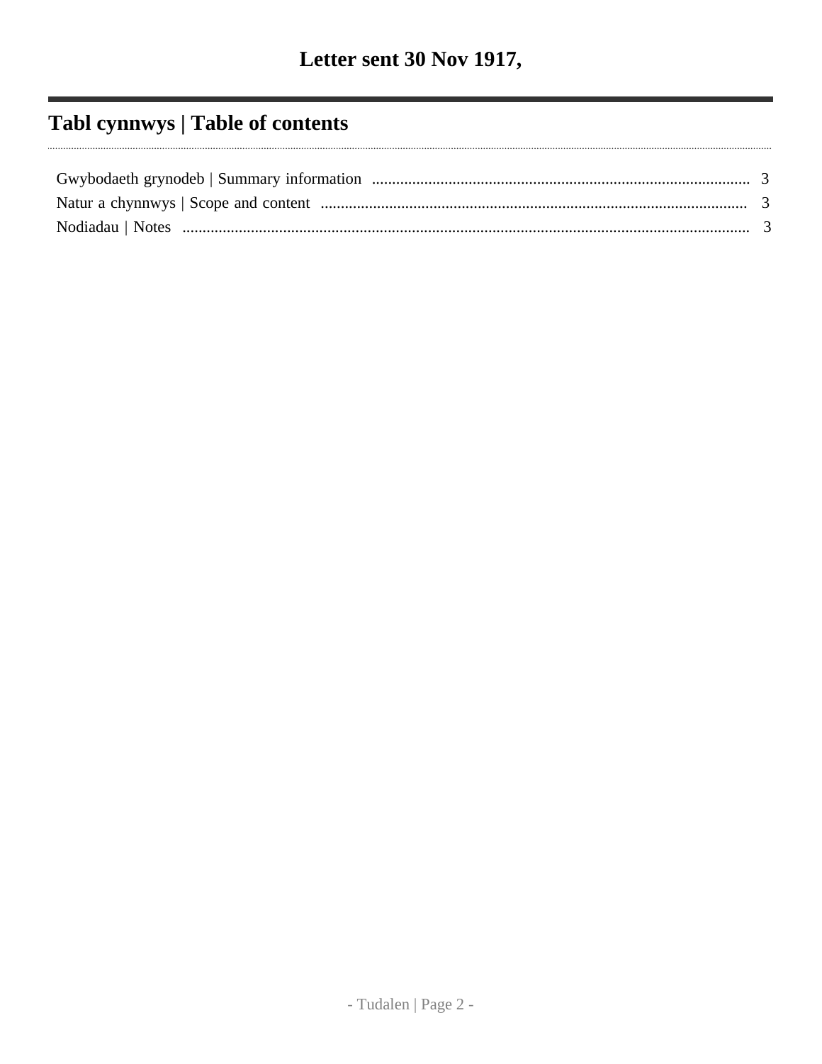# Letter sent 30 Nov 1917,

## Tabl cynnwys | Table of contents

Gwybodaeth grynodeb | Summary information .......... 3
Natur a chynnwys | Scope and content .......... 3
Nodiadau | Notes .......... 3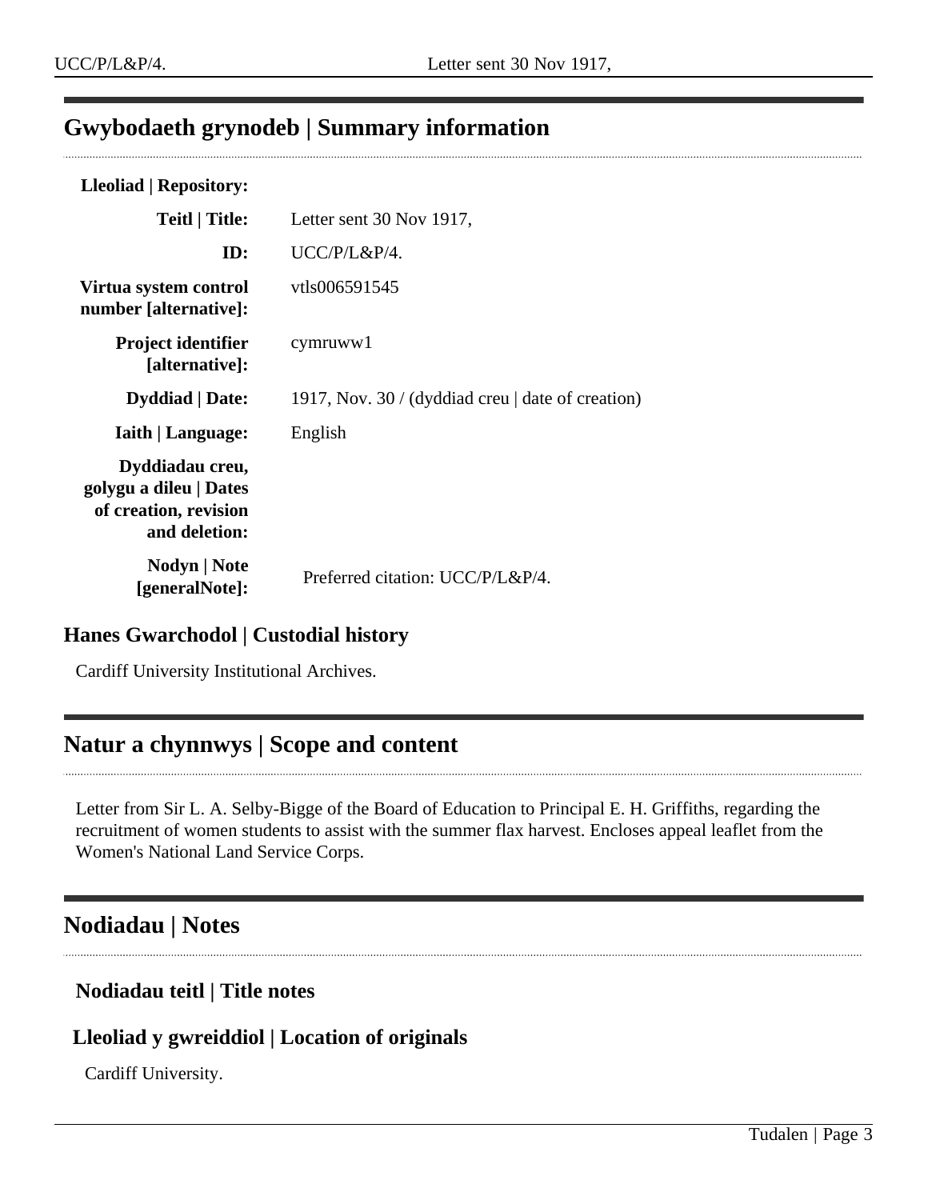## Gwybodaeth grynodeb | Summary information

| | |
|---|---|
| **Lleoliad \| Repository:** | |
| **Teitl \| Title:** | Letter sent 30 Nov 1917, |
| **ID:** | UCC/P/L&P/4. |
| **Virtua system control number [alternative]:** | vtls006591545 |
| **Project identifier [alternative]:** | cymruww1 |
| **Dyddiad \| Date:** | 1917, Nov. 30 / (dyddiad creu \| date of creation) |
| **Iaith \| Language:** | English |
| **Dyddiadau creu, golygu a dileu \| Dates of creation, revision and deletion:** | |
| **Nodyn \| Note [generalNote]:** | Preferred citation: UCC/P/L&P/4. |

### Hanes Gwarchodol | Custodial history

Cardiff University Institutional Archives.

## Natur a chynnwys | Scope and content

Letter from Sir L. A. Selby-Bigge of the Board of Education to Principal E. H. Griffiths, regarding the recruitment of women students to assist with the summer flax harvest. Encloses appeal leaflet from the Women's National Land Service Corps.

## Nodiadau | Notes

### Nodiadau teitl | Title notes

### Lleoliad y gwreiddiol | Location of originals

Cardiff University.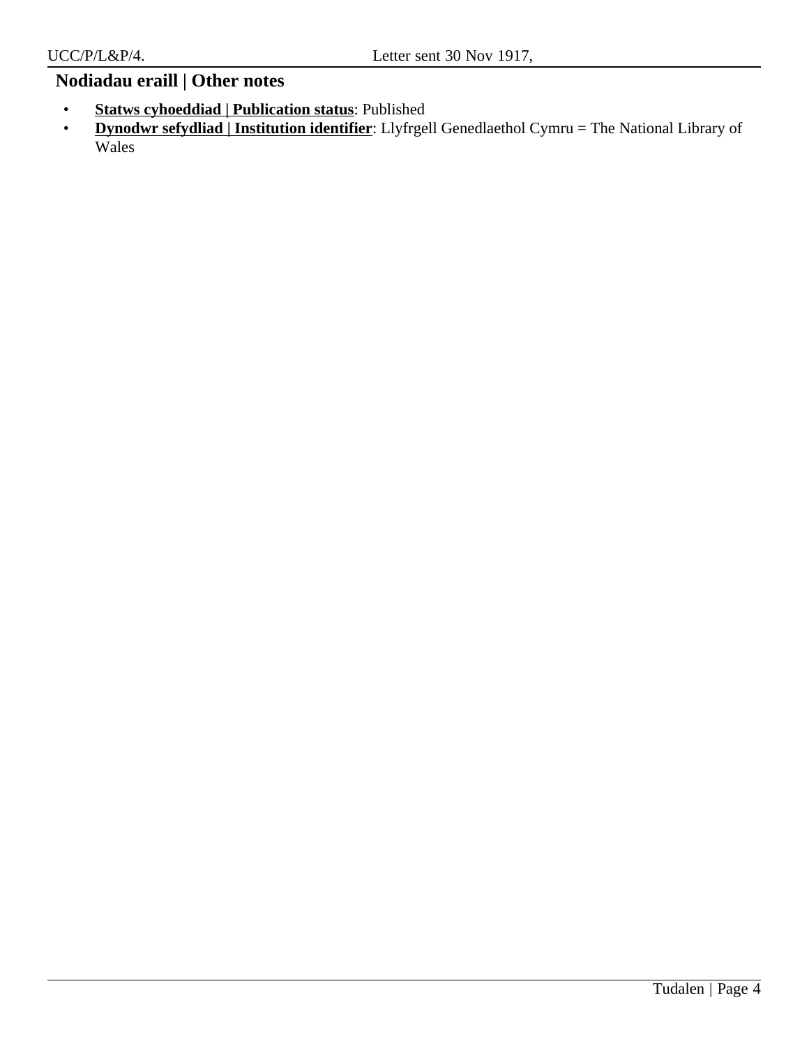## Nodiadau eraill | Other notes

- **Statws cyhoeddiad | Publication status**: Published
- **Dynodwr sefydliad | Institution identifier**: Llyfrgell Genedlaethol Cymru = The National Library of Wales